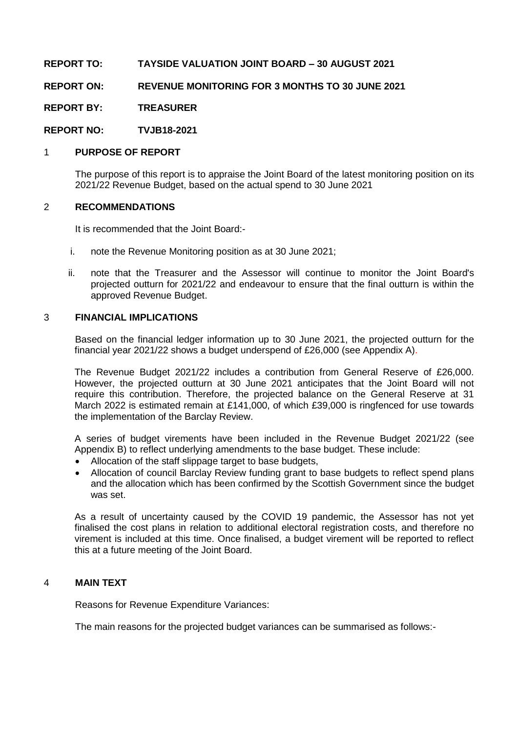**REPORT TO: TAYSIDE VALUATION JOINT BOARD – 30 AUGUST 2021**

**REPORT ON: REVENUE MONITORING FOR 3 MONTHS TO 30 JUNE 2021**

**REPORT BY: TREASURER**

**REPORT NO: TVJB18-2021**

## 1 PURPOSE OF REPORT

The purpose of this report is to appraise the Joint Board of the latest monitoring position on its 2021/22 Revenue Budget, based on the actual spend to 30 June 2021

## 2 RECOMMENDATIONS

It is recommended that the Joint Board:-

i. note the Revenue Monitoring position as at 30 June 2021;

ii. note that the Treasurer and the Assessor will continue to monitor the Joint Board's projected outturn for 2021/22 and endeavour to ensure that the final outturn is within the approved Revenue Budget.

## 3 FINANCIAL IMPLICATIONS

Based on the financial ledger information up to 30 June 2021, the projected outturn for the financial year 2021/22 shows a budget underspend of £26,000 (see Appendix A).

The Revenue Budget 2021/22 includes a contribution from General Reserve of £26,000. However, the projected outturn at 30 June 2021 anticipates that the Joint Board will not require this contribution. Therefore, the projected balance on the General Reserve at 31 March 2022 is estimated remain at £141,000, of which £39,000 is ringfenced for use towards the implementation of the Barclay Review.

A series of budget virements have been included in the Revenue Budget 2021/22 (see Appendix B) to reflect underlying amendments to the base budget. These include:

- Allocation of the staff slippage target to base budgets,
- Allocation of council Barclay Review funding grant to base budgets to reflect spend plans and the allocation which has been confirmed by the Scottish Government since the budget was set.

As a result of uncertainty caused by the COVID 19 pandemic, the Assessor has not yet finalised the cost plans in relation to additional electoral registration costs, and therefore no virement is included at this time. Once finalised, a budget virement will be reported to reflect this at a future meeting of the Joint Board.

## 4 MAIN TEXT

Reasons for Revenue Expenditure Variances:

The main reasons for the projected budget variances can be summarised as follows:-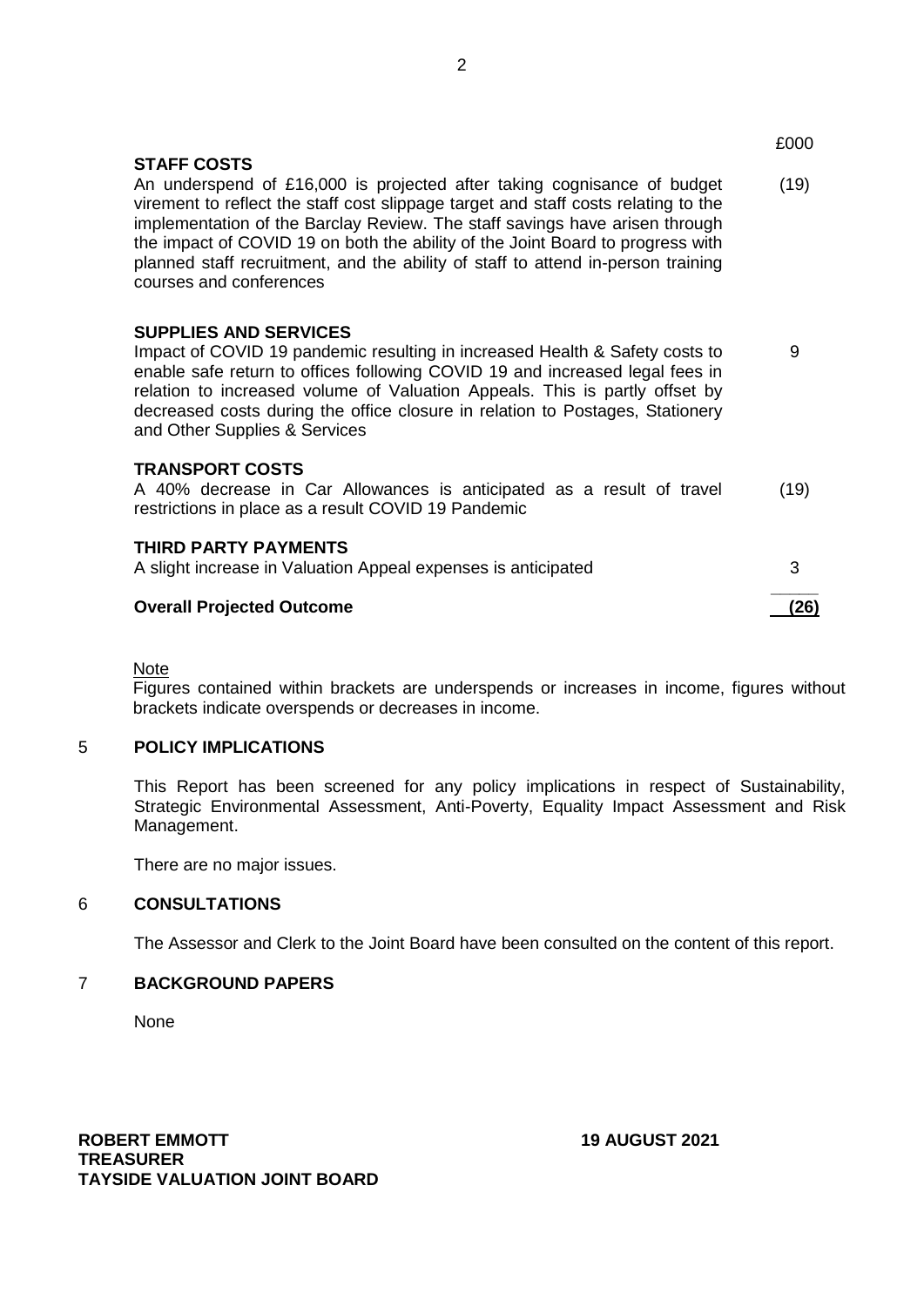| | £000 |
|---|---|
| **STAFF COSTS** | |
| An underspend of £16,000 is projected after taking cognisance of budget virement to reflect the staff cost slippage target and staff costs relating to the implementation of the Barclay Review. The staff savings have arisen through the impact of COVID 19 on both the ability of the Joint Board to progress with planned staff recruitment, and the ability of staff to attend in-person training courses and conferences | (19) |
| **SUPPLIES AND SERVICES** | |
| Impact of COVID 19 pandemic resulting in increased Health & Safety costs to enable safe return to offices following COVID 19 and increased legal fees in relation to increased volume of Valuation Appeals. This is partly offset by decreased costs during the office closure in relation to Postages, Stationery and Other Supplies & Services | 9 |
| **TRANSPORT COSTS** | |
| A 40% decrease in Car Allowances is anticipated as a result of travel restrictions in place as a result COVID 19 Pandemic | (19) |
| **THIRD PARTY PAYMENTS** | |
| A slight increase in Valuation Appeal expenses is anticipated | 3 |
| **Overall Projected Outcome** | **(26)** |

Note

Figures contained within brackets are underspends or increases in income, figures without brackets indicate overspends or decreases in income.

## 5 POLICY IMPLICATIONS

This Report has been screened for any policy implications in respect of Sustainability, Strategic Environmental Assessment, Anti-Poverty, Equality Impact Assessment and Risk Management.

There are no major issues.

## 6 CONSULTATIONS

The Assessor and Clerk to the Joint Board have been consulted on the content of this report.

## 7 BACKGROUND PAPERS

None

**ROBERT EMMOTT**
**TREASURER**
**TAYSIDE VALUATION JOINT BOARD**

**19 AUGUST 2021**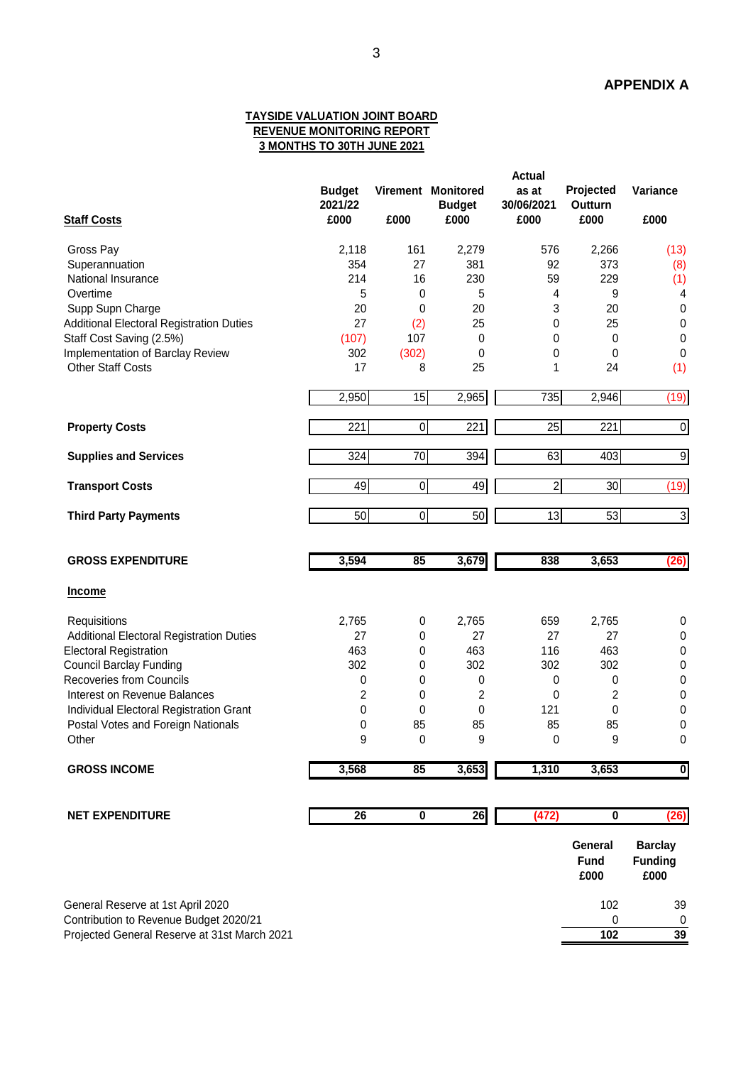**APPENDIX A**

**TAYSIDE VALUATION JOINT BOARD**
**REVENUE MONITORING REPORT**
**3 MONTHS TO 30TH JUNE 2021**

| **Staff Costs** | **Budget 2021/22 £000** | **Virement £000** | **Monitored Budget £000** | **Actual as at 30/06/2021 £000** | **Projected Outturn £000** | **Variance £000** |
|---|---|---|---|---|---|---|
| Gross Pay | 2,118 | 161 | 2,279 | 576 | 2,266 | (13) |
| Superannuation | 354 | 27 | 381 | 92 | 373 | (8) |
| National Insurance | 214 | 16 | 230 | 59 | 229 | (1) |
| Overtime | 5 | 0 | 5 | 4 | 9 | 4 |
| Supp Supn Charge | 20 | 0 | 20 | 3 | 20 | 0 |
| Additional Electoral Registration Duties | 27 | (2) | 25 | 0 | 25 | 0 |
| Staff Cost Saving (2.5%) | (107) | 107 | 0 | 0 | 0 | 0 |
| Implementation of Barclay Review | 302 | (302) | 0 | 0 | 0 | 0 |
| Other Staff Costs | 17 | 8 | 25 | 1 | 24 | (1) |
| | 2,950 | 15 | 2,965 | 735 | 2,946 | (19) |
| **Property Costs** | 221 | 0 | 221 | 25 | 221 | 0 |
| **Supplies and Services** | 324 | 70 | 394 | 63 | 403 | 9 |
| **Transport Costs** | 49 | 0 | 49 | 2 | 30 | (19) |
| **Third Party Payments** | 50 | 0 | 50 | 13 | 53 | 3 |
| **GROSS EXPENDITURE** | **3,594** | **85** | **3,679** | **838** | **3,653** | **(26)** |
| **Income** | | | | | | |
| Requisitions | 2,765 | 0 | 2,765 | 659 | 2,765 | 0 |
| Additional Electoral Registration Duties | 27 | 0 | 27 | 27 | 27 | 0 |
| Electoral Registration | 463 | 0 | 463 | 116 | 463 | 0 |
| Council Barclay Funding | 302 | 0 | 302 | 302 | 302 | 0 |
| Recoveries from Councils | 0 | 0 | 0 | 0 | 0 | 0 |
| Interest on Revenue Balances | 2 | 0 | 2 | 0 | 2 | 0 |
| Individual Electoral Registration Grant | 0 | 0 | 0 | 121 | 0 | 0 |
| Postal Votes and Foreign Nationals | 0 | 85 | 85 | 85 | 85 | 0 |
| Other | 9 | 0 | 9 | 0 | 9 | 0 |
| **GROSS INCOME** | **3,568** | **85** | **3,653** | **1,310** | **3,653** | **0** |
| **NET EXPENDITURE** | **26** | **0** | **26** | **(472)** | **0** | **(26)** |

| | **General Fund £000** | **Barclay Funding £000** |
|---|---|---|
| General Reserve at 1st April 2020 | 102 | 39 |
| Contribution to Revenue Budget 2020/21 | 0 | 0 |
| Projected General Reserve at 31st March 2021 | **102** | **39** |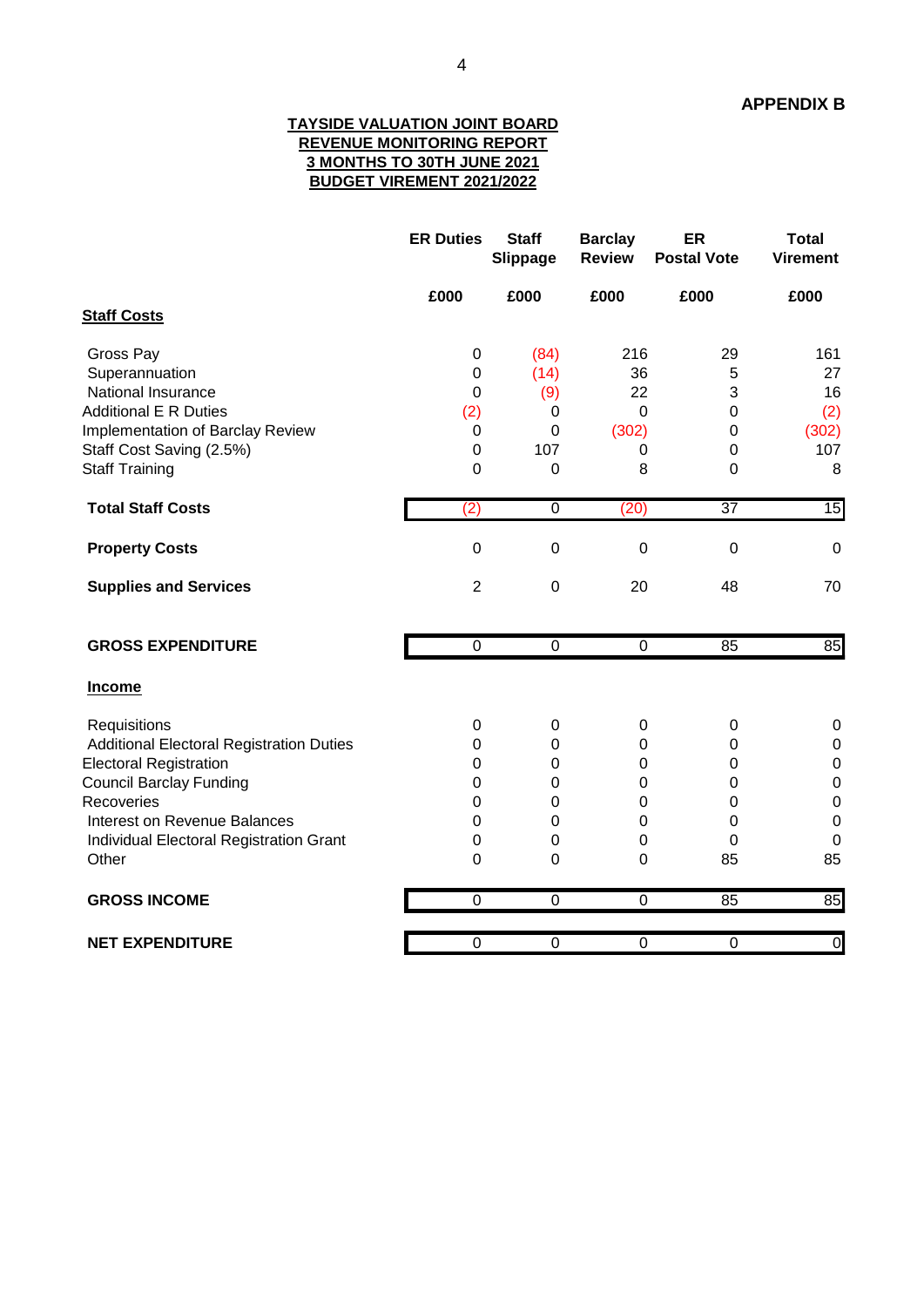**APPENDIX B**

**TAYSIDE VALUATION JOINT BOARD**
**REVENUE MONITORING REPORT**
**3 MONTHS TO 30TH JUNE 2021**
**BUDGET VIREMENT 2021/2022**

| | ER Duties | Staff Slippage | Barclay Review | ER Postal Vote | Total Virement |
|---|---|---|---|---|---|
| | £000 | £000 | £000 | £000 | £000 |
| **Staff Costs** | | | | | |
| Gross Pay | 0 | (84) | 216 | 29 | 161 |
| Superannuation | 0 | (14) | 36 | 5 | 27 |
| National Insurance | 0 | (9) | 22 | 3 | 16 |
| Additional E R Duties | (2) | 0 | 0 | 0 | (2) |
| Implementation of Barclay Review | 0 | 0 | (302) | 0 | (302) |
| Staff Cost Saving (2.5%) | 0 | 107 | 0 | 0 | 107 |
| Staff Training | 0 | 0 | 8 | 0 | 8 |
| **Total Staff Costs** | (2) | 0 | (20) | 37 | 15 |
| **Property Costs** | 0 | 0 | 0 | 0 | 0 |
| **Supplies and Services** | 2 | 0 | 20 | 48 | 70 |
| **GROSS EXPENDITURE** | 0 | 0 | 0 | 85 | 85 |
| **Income** | | | | | |
| Requisitions | 0 | 0 | 0 | 0 | 0 |
| Additional Electoral Registration Duties | 0 | 0 | 0 | 0 | 0 |
| Electoral Registration | 0 | 0 | 0 | 0 | 0 |
| Council Barclay Funding | 0 | 0 | 0 | 0 | 0 |
| Recoveries | 0 | 0 | 0 | 0 | 0 |
| Interest on Revenue Balances | 0 | 0 | 0 | 0 | 0 |
| Individual Electoral Registration Grant | 0 | 0 | 0 | 0 | 0 |
| Other | 0 | 0 | 0 | 85 | 85 |
| **GROSS INCOME** | 0 | 0 | 0 | 85 | 85 |
| **NET EXPENDITURE** | 0 | 0 | 0 | 0 | 0 |